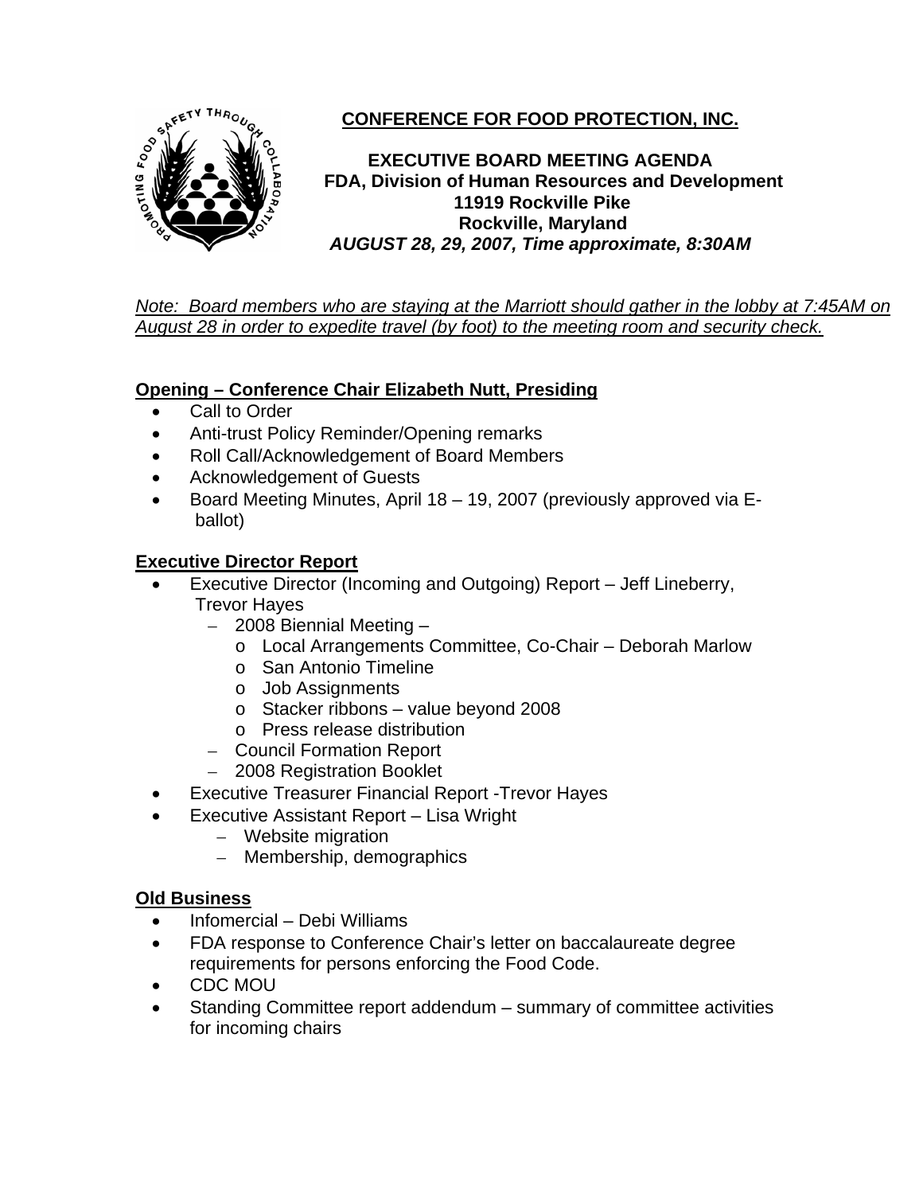**CONFERENCE FOR FOOD PROTECTION, INC.**

**EXECUTIVE BOARD MEETING AGENDA**
**FDA, Division of Human Resources and Development**
**11919 Rockville Pike**
**Rockville, Maryland**
***AUGUST 28, 29, 2007, Time approximate, 8:30AM***

*Note: Board members who are staying at the Marriott should gather in the lobby at 7:45AM on August 28 in order to expedite travel (by foot) to the meeting room and security check.*

**Opening – Conference Chair Elizabeth Nutt, Presiding**

- Call to Order
- Anti-trust Policy Reminder/Opening remarks
- Roll Call/Acknowledgement of Board Members
- Acknowledgement of Guests
- Board Meeting Minutes, April 18 – 19, 2007 (previously approved via E-ballot)

**Executive Director Report**

- Executive Director (Incoming and Outgoing) Report – Jeff Lineberry, Trevor Hayes
  - 2008 Biennial Meeting –
    - Local Arrangements Committee, Co-Chair – Deborah Marlow
    - San Antonio Timeline
    - Job Assignments
    - Stacker ribbons – value beyond 2008
    - Press release distribution
  - Council Formation Report
  - 2008 Registration Booklet
- Executive Treasurer Financial Report -Trevor Hayes
- Executive Assistant Report – Lisa Wright
  - Website migration
  - Membership, demographics

**Old Business**

- Infomercial – Debi Williams
- FDA response to Conference Chair's letter on baccalaureate degree requirements for persons enforcing the Food Code.
- CDC MOU
- Standing Committee report addendum – summary of committee activities for incoming chairs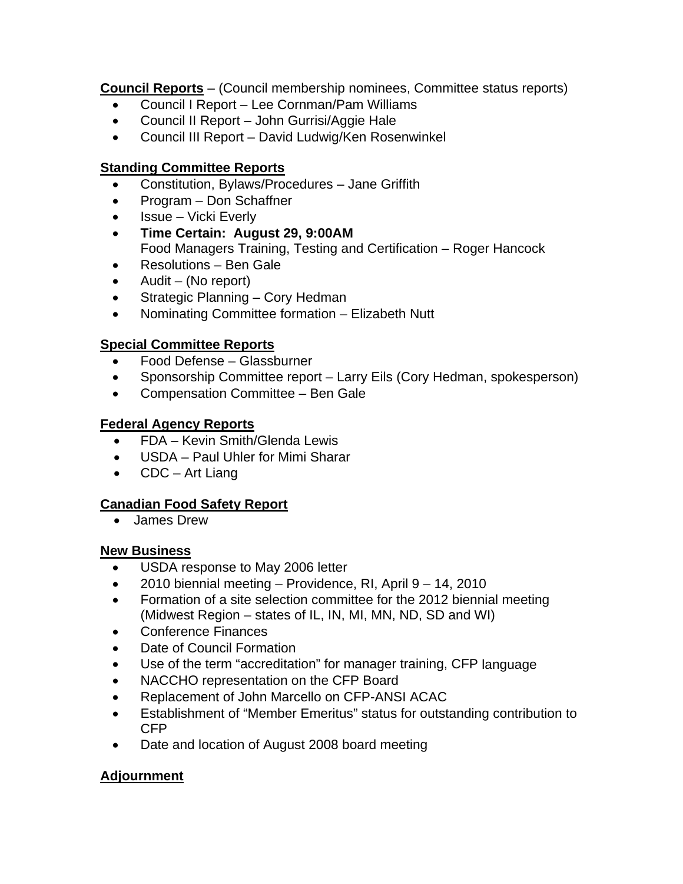**Council Reports** – (Council membership nominees, Committee status reports)

- Council I Report – Lee Cornman/Pam Williams
- Council II Report – John Gurrisi/Aggie Hale
- Council III Report – David Ludwig/Ken Rosenwinkel

**Standing Committee Reports**

- Constitution, Bylaws/Procedures – Jane Griffith
- Program – Don Schaffner
- Issue – Vicki Everly
- **Time Certain: August 29, 9:00AM**
  Food Managers Training, Testing and Certification – Roger Hancock
- Resolutions – Ben Gale
- Audit – (No report)
- Strategic Planning – Cory Hedman
- Nominating Committee formation – Elizabeth Nutt

**Special Committee Reports**

- Food Defense – Glassburner
- Sponsorship Committee report – Larry Eils (Cory Hedman, spokesperson)
- Compensation Committee – Ben Gale

**Federal Agency Reports**

- FDA – Kevin Smith/Glenda Lewis
- USDA – Paul Uhler for Mimi Sharar
- CDC – Art Liang

**Canadian Food Safety Report**

- James Drew

**New Business**

- USDA response to May 2006 letter
- 2010 biennial meeting – Providence, RI, April 9 – 14, 2010
- Formation of a site selection committee for the 2012 biennial meeting (Midwest Region – states of IL, IN, MI, MN, ND, SD and WI)
- Conference Finances
- Date of Council Formation
- Use of the term "accreditation" for manager training, CFP language
- NACCHO representation on the CFP Board
- Replacement of John Marcello on CFP-ANSI ACAC
- Establishment of "Member Emeritus" status for outstanding contribution to CFP
- Date and location of August 2008 board meeting

**Adjournment**